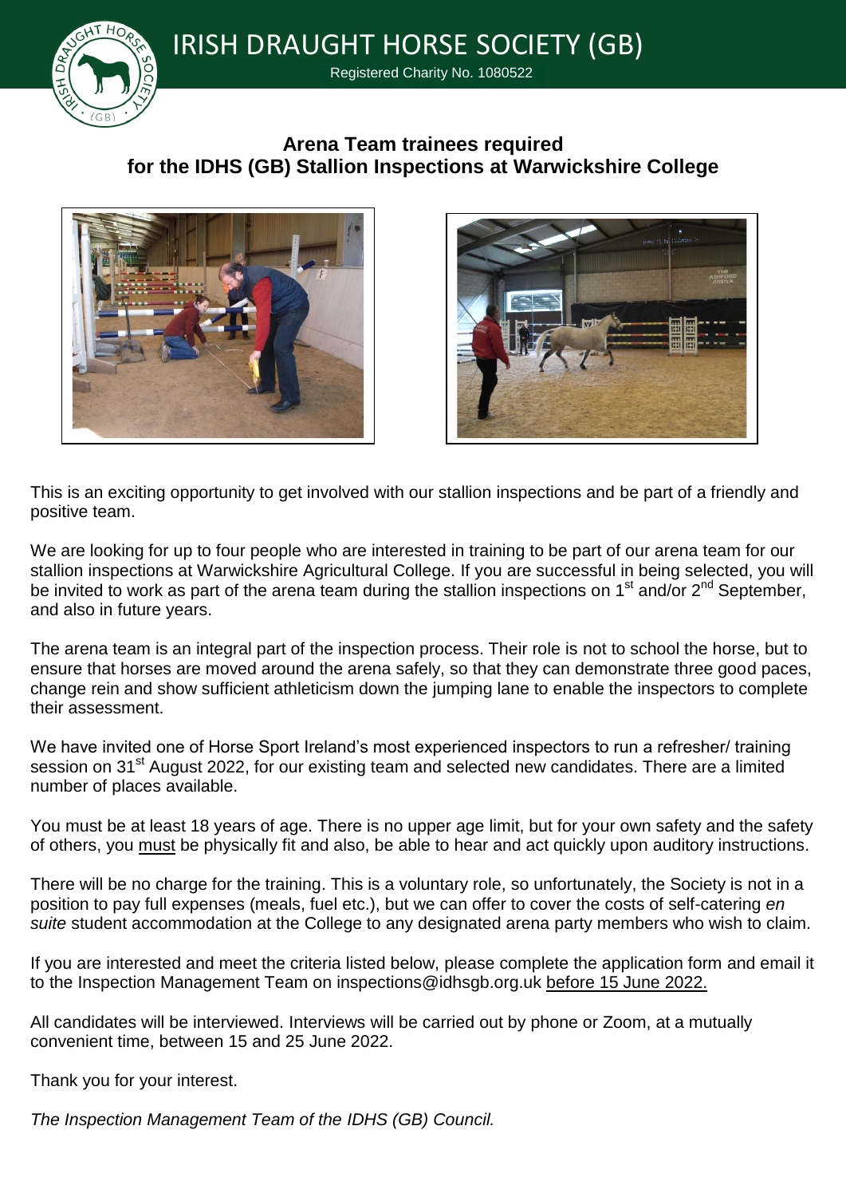# IRISH DRAUGHT HORSE SOCIETY (GB)

Registered Charity No. 1080522

## Arena Team trainees required for the IDHS (GB) Stallion Inspections at Warwickshire College

This is an exciting opportunity to get involved with our stallion inspections and be part of a friendly and positive team.

We are looking for up to four people who are interested in training to be part of our arena team for our stallion inspections at Warwickshire Agricultural College. If you are successful in being selected, you will be invited to work as part of the arena team during the stallion inspections on 1st and/or 2nd September, and also in future years.

The arena team is an integral part of the inspection process. Their role is not to school the horse, but to ensure that horses are moved around the arena safely, so that they can demonstrate three good paces, change rein and show sufficient athleticism down the jumping lane to enable the inspectors to complete their assessment.

We have invited one of Horse Sport Ireland's most experienced inspectors to run a refresher/ training session on 31st August 2022, for our existing team and selected new candidates. There are a limited number of places available.

You must be at least 18 years of age. There is no upper age limit, but for your own safety and the safety of others, you <u>must</u> be physically fit and also, be able to hear and act quickly upon auditory instructions.

There will be no charge for the training. This is a voluntary role, so unfortunately, the Society is not in a position to pay full expenses (meals, fuel etc.), but we can offer to cover the costs of self-catering *en suite* student accommodation at the College to any designated arena party members who wish to claim.

If you are interested and meet the criteria listed below, please complete the application form and email it to the Inspection Management Team on inspections@idhsgb.org.uk <u>before 15 June 2022.</u>

All candidates will be interviewed. Interviews will be carried out by phone or Zoom, at a mutually convenient time, between 15 and 25 June 2022.

Thank you for your interest.

*The Inspection Management Team of the IDHS (GB) Council.*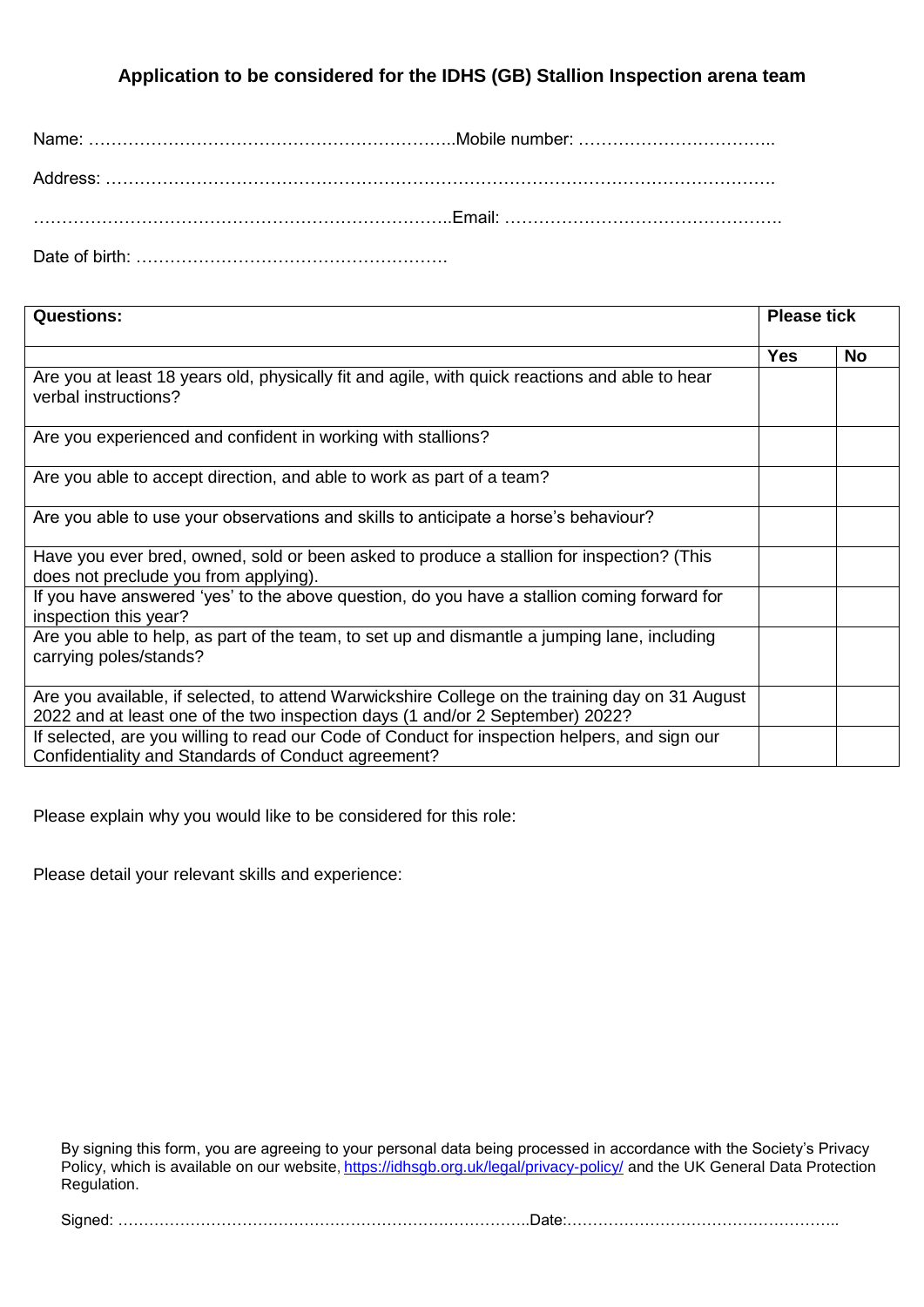**Application to be considered for the IDHS (GB) Stallion Inspection arena team**

Name: ………………………………………………………..Mobile number: ……………………………..

Address: ……………………………………………………………………………………………………….

………………………………………………………………..Email: ………………………………………….

Date of birth: ……………………………………………….

| Questions: | Please tick | |
|---|---|---|
| | Yes | No |
| Are you at least 18 years old, physically fit and agile, with quick reactions and able to hear verbal instructions? | | |
| Are you experienced and confident in working with stallions? | | |
| Are you able to accept direction, and able to work as part of a team? | | |
| Are you able to use your observations and skills to anticipate a horse's behaviour? | | |
| Have you ever bred, owned, sold or been asked to produce a stallion for inspection? (This does not preclude you from applying). | | |
| If you have answered 'yes' to the above question, do you have a stallion coming forward for inspection this year? | | |
| Are you able to help, as part of the team, to set up and dismantle a jumping lane, including carrying poles/stands? | | |
| Are you available, if selected, to attend Warwickshire College on the training day on 31 August 2022 and at least one of the two inspection days (1 and/or 2 September) 2022? | | |
| If selected, are you willing to read our Code of Conduct for inspection helpers, and sign our Confidentiality and Standards of Conduct agreement? | | |

Please explain why you would like to be considered for this role:

Please detail your relevant skills and experience:

By signing this form, you are agreeing to your personal data being processed in accordance with the Society's Privacy Policy, which is available on our website, https://idhsgb.org.uk/legal/privacy-policy/ and the UK General Data Protection Regulation.

Signed: ……………………………………………………………………..Date:……………………………………………..